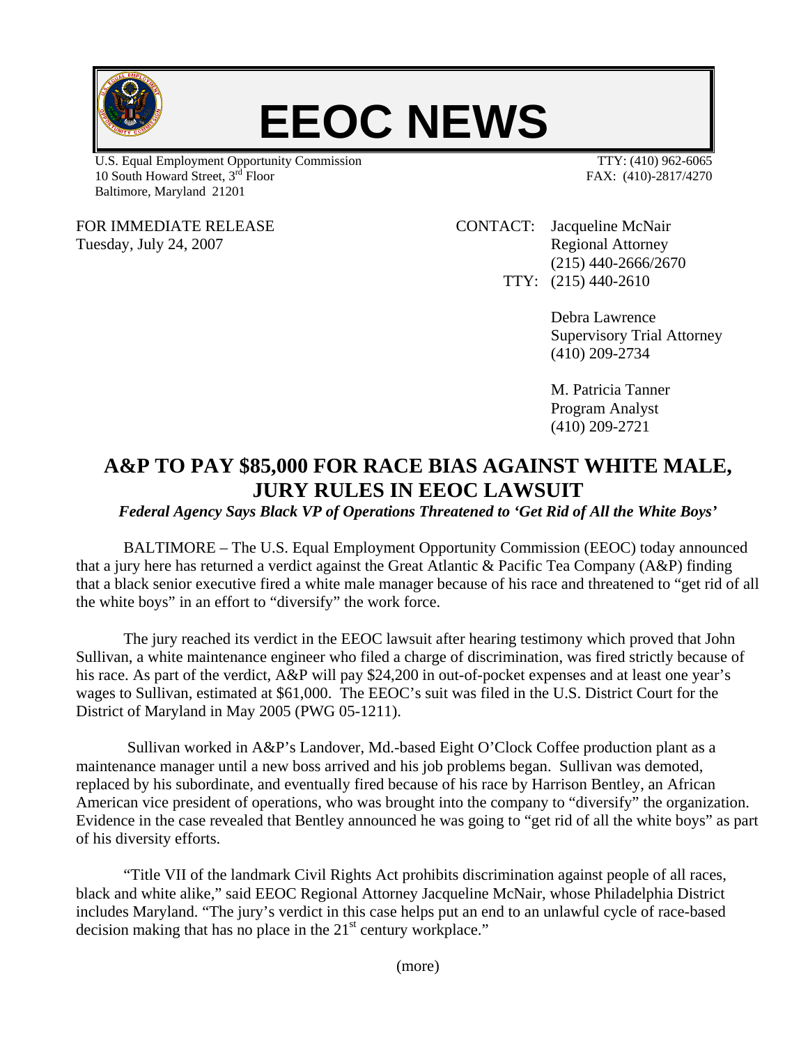# EEOC NEWS

U.S. Equal Employment Opportunity Commission
10 South Howard Street, 3rd Floor
Baltimore, Maryland 21201

TTY: (410) 962-6065
FAX: (410)-2817/4270

FOR IMMEDIATE RELEASE
Tuesday, July 24, 2007

CONTACT: Jacqueline McNair
Regional Attorney
(215) 440-2666/2670
TTY: (215) 440-2610

Debra Lawrence
Supervisory Trial Attorney
(410) 209-2734

M. Patricia Tanner
Program Analyst
(410) 209-2721

## A&P TO PAY $85,000 FOR RACE BIAS AGAINST WHITE MALE, JURY RULES IN EEOC LAWSUIT

***Federal Agency Says Black VP of Operations Threatened to 'Get Rid of All the White Boys'***

BALTIMORE – The U.S. Equal Employment Opportunity Commission (EEOC) today announced that a jury here has returned a verdict against the Great Atlantic & Pacific Tea Company (A&P) finding that a black senior executive fired a white male manager because of his race and threatened to "get rid of all the white boys" in an effort to "diversify" the work force.

The jury reached its verdict in the EEOC lawsuit after hearing testimony which proved that John Sullivan, a white maintenance engineer who filed a charge of discrimination, was fired strictly because of his race. As part of the verdict, A&P will pay $24,200 in out-of-pocket expenses and at least one year's wages to Sullivan, estimated at $61,000. The EEOC's suit was filed in the U.S. District Court for the District of Maryland in May 2005 (PWG 05-1211).

Sullivan worked in A&P's Landover, Md.-based Eight O'Clock Coffee production plant as a maintenance manager until a new boss arrived and his job problems began. Sullivan was demoted, replaced by his subordinate, and eventually fired because of his race by Harrison Bentley, an African American vice president of operations, who was brought into the company to "diversify" the organization. Evidence in the case revealed that Bentley announced he was going to "get rid of all the white boys" as part of his diversity efforts.

"Title VII of the landmark Civil Rights Act prohibits discrimination against people of all races, black and white alike," said EEOC Regional Attorney Jacqueline McNair, whose Philadelphia District includes Maryland. "The jury's verdict in this case helps put an end to an unlawful cycle of race-based decision making that has no place in the 21st century workplace."

(more)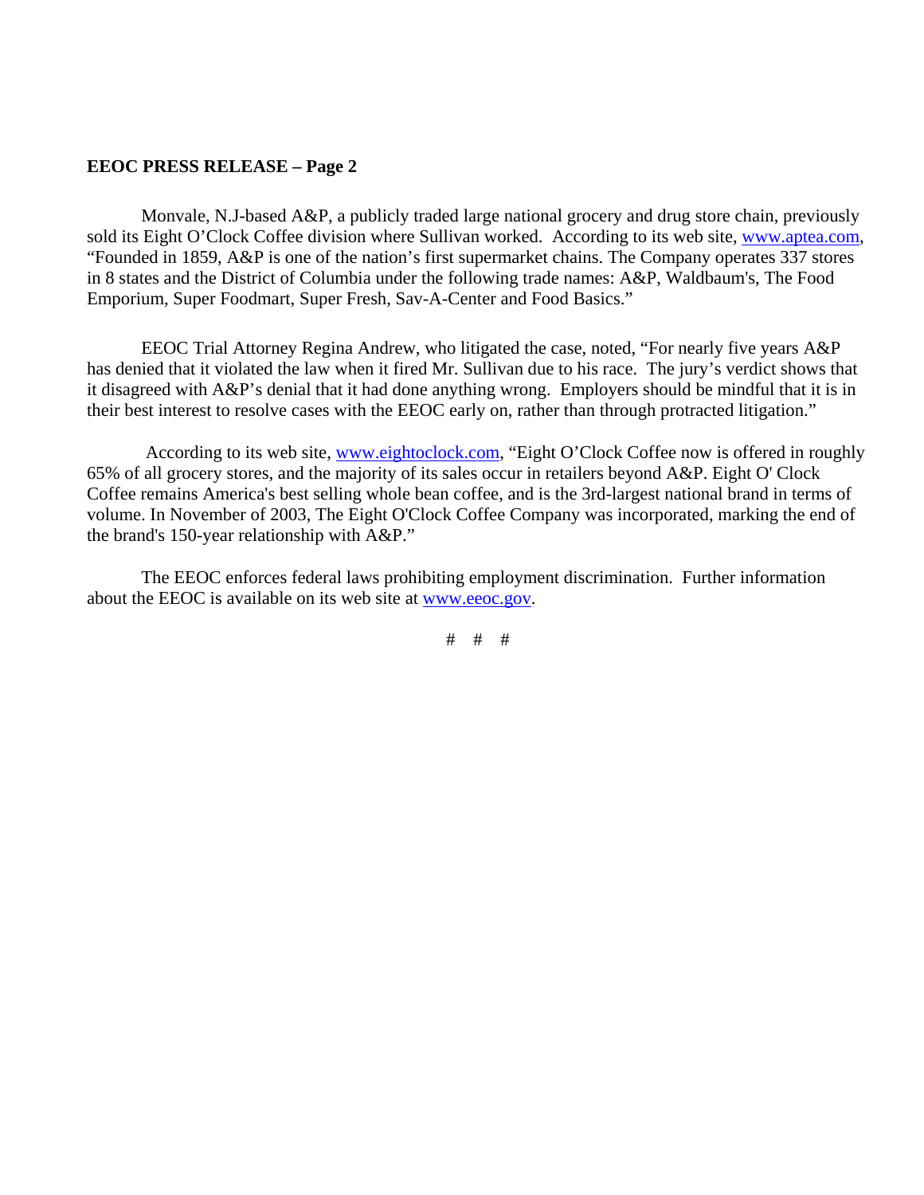Monvale, N.J-based A&P, a publicly traded large national grocery and drug store chain, previously sold its Eight O'Clock Coffee division where Sullivan worked. According to its web site, www.aptea.com, "Founded in 1859, A&P is one of the nation's first supermarket chains. The Company operates 337 stores in 8 states and the District of Columbia under the following trade names: A&P, Waldbaum's, The Food Emporium, Super Foodmart, Super Fresh, Sav-A-Center and Food Basics."

EEOC Trial Attorney Regina Andrew, who litigated the case, noted, "For nearly five years A&P has denied that it violated the law when it fired Mr. Sullivan due to his race. The jury's verdict shows that it disagreed with A&P's denial that it had done anything wrong. Employers should be mindful that it is in their best interest to resolve cases with the EEOC early on, rather than through protracted litigation."

According to its web site, www.eightoclock.com, "Eight O'Clock Coffee now is offered in roughly 65% of all grocery stores, and the majority of its sales occur in retailers beyond A&P. Eight O' Clock Coffee remains America's best selling whole bean coffee, and is the 3rd-largest national brand in terms of volume. In November of 2003, The Eight O'Clock Coffee Company was incorporated, marking the end of the brand's 150-year relationship with A&P."

The EEOC enforces federal laws prohibiting employment discrimination. Further information about the EEOC is available on its web site at www.eeoc.gov.

# # #